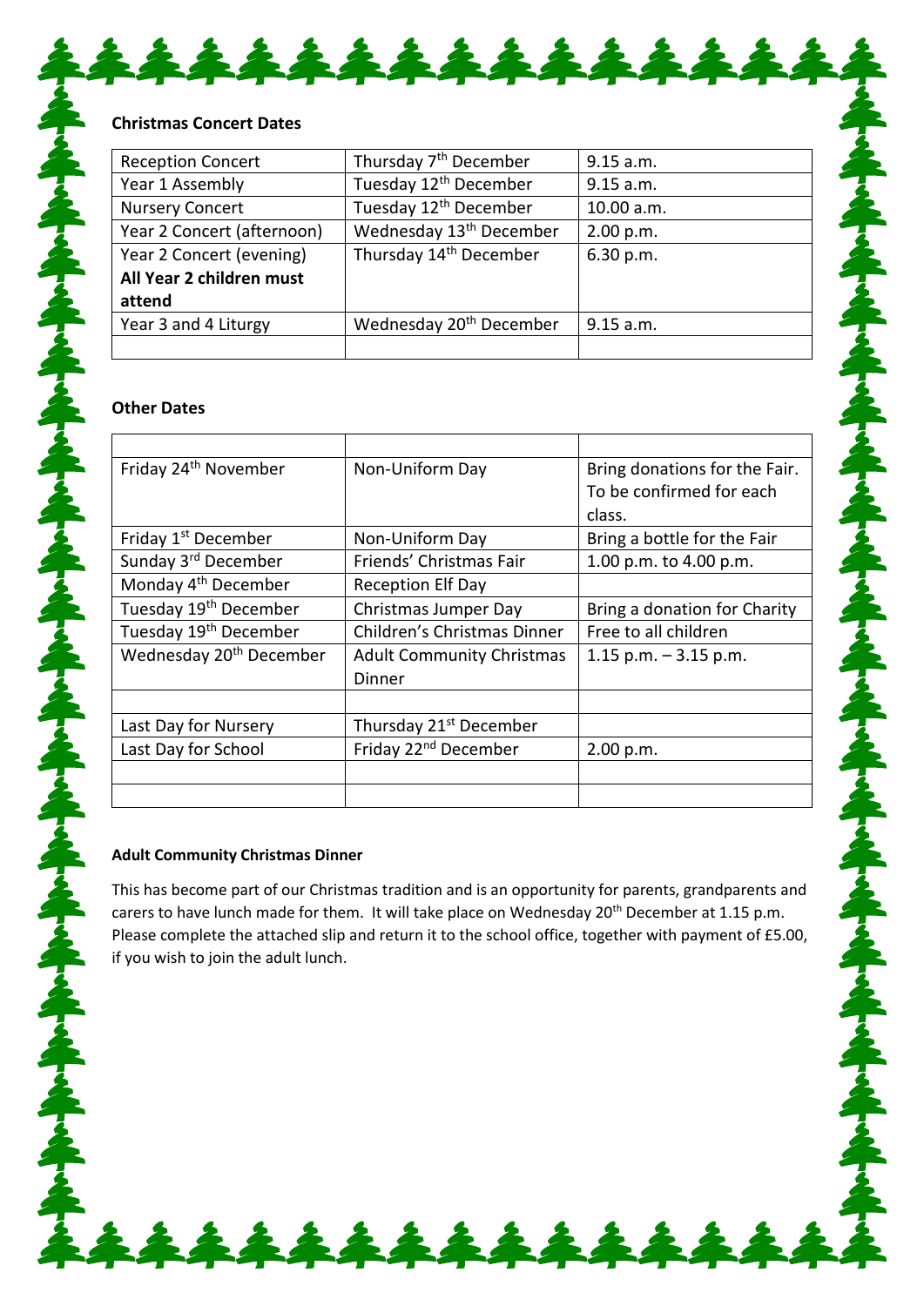**Christmas Concert Dates**

| | | |
|---|---|---|
| Reception Concert | Thursday 7th December | 9.15 a.m. |
| Year 1 Assembly | Tuesday 12th December | 9.15 a.m. |
| Nursery Concert | Tuesday 12th December | 10.00 a.m. |
| Year 2 Concert (afternoon) | Wednesday 13th December | 2.00 p.m. |
| Year 2 Concert (evening) **All Year 2 children must attend** | Thursday 14th December | 6.30 p.m. |
| Year 3 and 4 Liturgy | Wednesday 20th December | 9.15 a.m. |
| | | |

**Other Dates**

| | | |
|---|---|---|
| Friday 24th November | Non-Uniform Day | Bring donations for the Fair. To be confirmed for each class. |
| Friday 1st December | Non-Uniform Day | Bring a bottle for the Fair |
| Sunday 3rd December | Friends' Christmas Fair | 1.00 p.m. to 4.00 p.m. |
| Monday 4th December | Reception Elf Day | |
| Tuesday 19th December | Christmas Jumper Day | Bring a donation for Charity |
| Tuesday 19th December | Children's Christmas Dinner | Free to all children |
| Wednesday 20th December | Adult Community Christmas Dinner | 1.15 p.m. – 3.15 p.m. |
| | | |
| Last Day for Nursery | Thursday 21st December | |
| Last Day for School | Friday 22nd December | 2.00 p.m. |
| | | |
| | | |

**Adult Community Christmas Dinner**

This has become part of our Christmas tradition and is an opportunity for parents, grandparents and carers to have lunch made for them. It will take place on Wednesday 20th December at 1.15 p.m. Please complete the attached slip and return it to the school office, together with payment of £5.00, if you wish to join the adult lunch.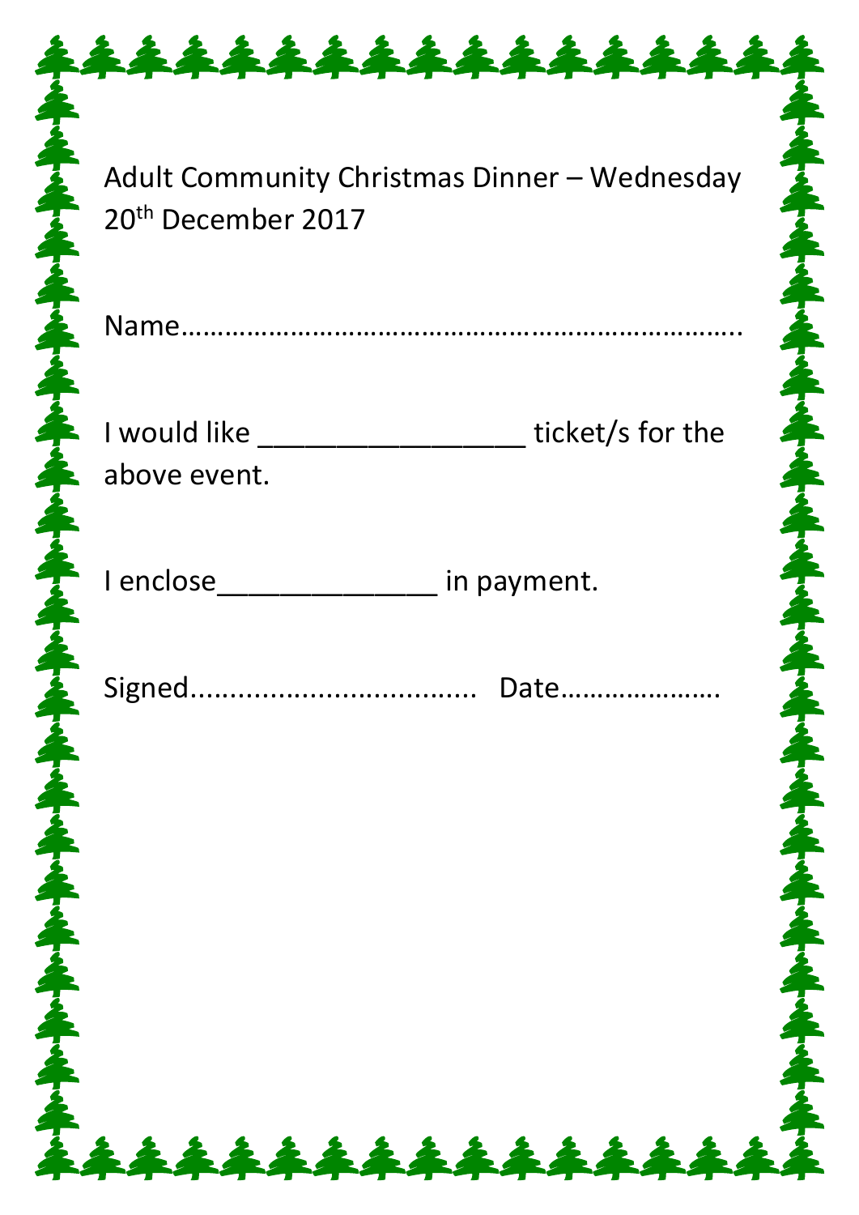Adult Community Christmas Dinner – Wednesday 20th December 2017

Name…………………………………………………………………..

I would like _________________ ticket/s for the above event.

I enclose______________ in payment.

Signed.................................. Date…………………